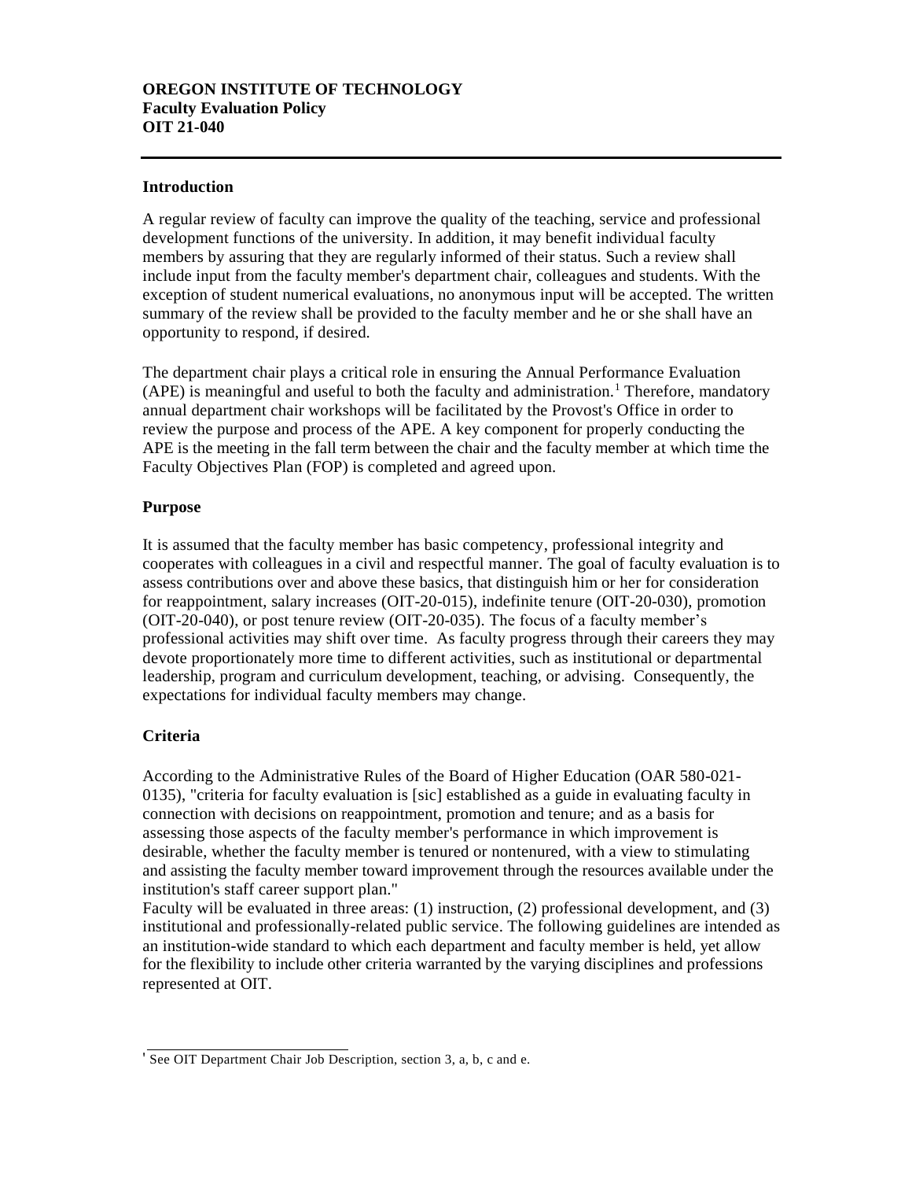**OREGON INSTITUTE OF TECHNOLOGY**
**Faculty Evaluation Policy**
**OIT 21-040**

---

## Introduction

A regular review of faculty can improve the quality of the teaching, service and professional development functions of the university. In addition, it may benefit individual faculty members by assuring that they are regularly informed of their status. Such a review shall include input from the faculty member's department chair, colleagues and students. With the exception of student numerical evaluations, no anonymous input will be accepted. The written summary of the review shall be provided to the faculty member and he or she shall have an opportunity to respond, if desired.

The department chair plays a critical role in ensuring the Annual Performance Evaluation (APE) is meaningful and useful to both the faculty and administration.[1] Therefore, mandatory annual department chair workshops will be facilitated by the Provost's Office in order to review the purpose and process of the APE. A key component for properly conducting the APE is the meeting in the fall term between the chair and the faculty member at which time the Faculty Objectives Plan (FOP) is completed and agreed upon.

## Purpose

It is assumed that the faculty member has basic competency, professional integrity and cooperates with colleagues in a civil and respectful manner. The goal of faculty evaluation is to assess contributions over and above these basics, that distinguish him or her for consideration for reappointment, salary increases (OIT-20-015), indefinite tenure (OIT-20-030), promotion (OIT-20-040), or post tenure review (OIT-20-035). The focus of a faculty member's professional activities may shift over time. As faculty progress through their careers they may devote proportionately more time to different activities, such as institutional or departmental leadership, program and curriculum development, teaching, or advising. Consequently, the expectations for individual faculty members may change.

## Criteria

According to the Administrative Rules of the Board of Higher Education (OAR 580-021-0135), "criteria for faculty evaluation is [sic] established as a guide in evaluating faculty in connection with decisions on reappointment, promotion and tenure; and as a basis for assessing those aspects of the faculty member's performance in which improvement is desirable, whether the faculty member is tenured or nontenured, with a view to stimulating and assisting the faculty member toward improvement through the resources available under the institution's staff career support plan."

Faculty will be evaluated in three areas: (1) instruction, (2) professional development, and (3) institutional and professionally-related public service. The following guidelines are intended as an institution-wide standard to which each department and faculty member is held, yet allow for the flexibility to include other criteria warranted by the varying disciplines and professions represented at OIT.

---

[1] See OIT Department Chair Job Description, section 3, a, b, c and e.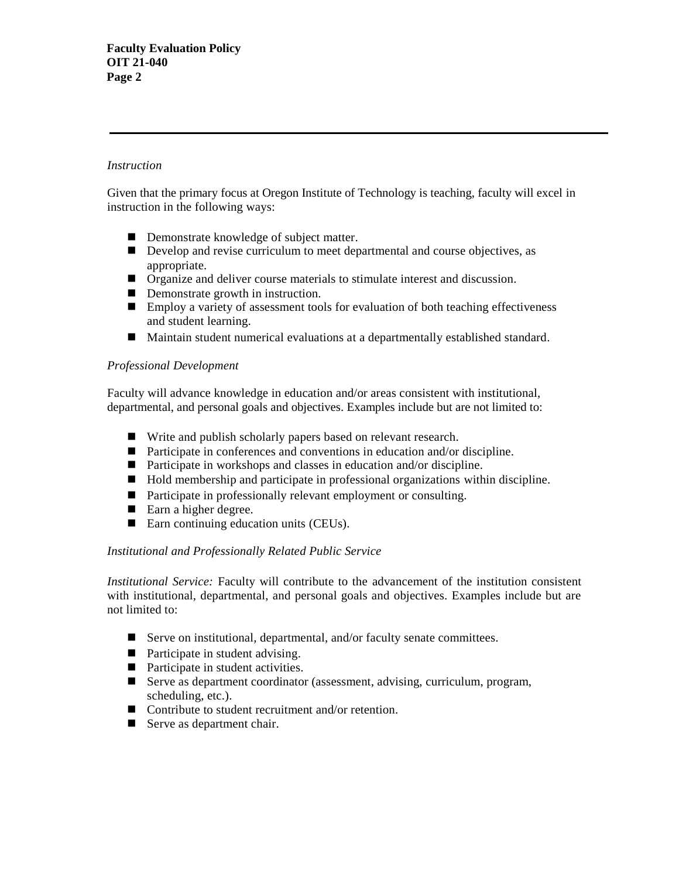*Instruction*

Given that the primary focus at Oregon Institute of Technology is teaching, faculty will excel in instruction in the following ways:

- Demonstrate knowledge of subject matter.
- Develop and revise curriculum to meet departmental and course objectives, as appropriate.
- Organize and deliver course materials to stimulate interest and discussion.
- Demonstrate growth in instruction.
- Employ a variety of assessment tools for evaluation of both teaching effectiveness and student learning.
- Maintain student numerical evaluations at a departmentally established standard.

*Professional Development*

Faculty will advance knowledge in education and/or areas consistent with institutional, departmental, and personal goals and objectives. Examples include but are not limited to:

- Write and publish scholarly papers based on relevant research.
- Participate in conferences and conventions in education and/or discipline.
- Participate in workshops and classes in education and/or discipline.
- Hold membership and participate in professional organizations within discipline.
- Participate in professionally relevant employment or consulting.
- Earn a higher degree.
- Earn continuing education units (CEUs).

*Institutional and Professionally Related Public Service*

*Institutional Service:* Faculty will contribute to the advancement of the institution consistent with institutional, departmental, and personal goals and objectives. Examples include but are not limited to:

- Serve on institutional, departmental, and/or faculty senate committees.
- Participate in student advising.
- Participate in student activities.
- Serve as department coordinator (assessment, advising, curriculum, program, scheduling, etc.).
- Contribute to student recruitment and/or retention.
- Serve as department chair.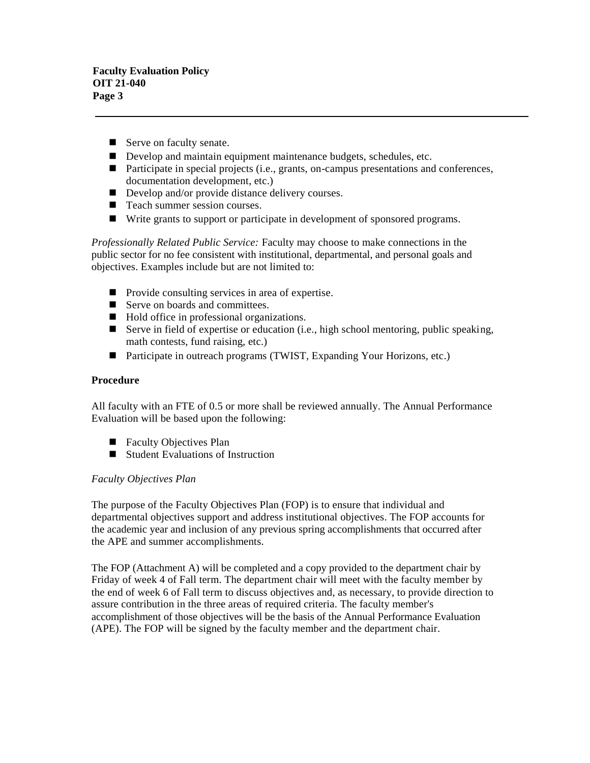- Serve on faculty senate.
- Develop and maintain equipment maintenance budgets, schedules, etc.
- Participate in special projects (i.e., grants, on-campus presentations and conferences, documentation development, etc.)
- Develop and/or provide distance delivery courses.
- Teach summer session courses.
- Write grants to support or participate in development of sponsored programs.

*Professionally Related Public Service:* Faculty may choose to make connections in the public sector for no fee consistent with institutional, departmental, and personal goals and objectives. Examples include but are not limited to:

- Provide consulting services in area of expertise.
- Serve on boards and committees.
- Hold office in professional organizations.
- Serve in field of expertise or education (i.e., high school mentoring, public speaking, math contests, fund raising, etc.)
- Participate in outreach programs (TWIST, Expanding Your Horizons, etc.)

**Procedure**

All faculty with an FTE of 0.5 or more shall be reviewed annually. The Annual Performance Evaluation will be based upon the following:

- Faculty Objectives Plan
- Student Evaluations of Instruction

*Faculty Objectives Plan*

The purpose of the Faculty Objectives Plan (FOP) is to ensure that individual and departmental objectives support and address institutional objectives. The FOP accounts for the academic year and inclusion of any previous spring accomplishments that occurred after the APE and summer accomplishments.

The FOP (Attachment A) will be completed and a copy provided to the department chair by Friday of week 4 of Fall term. The department chair will meet with the faculty member by the end of week 6 of Fall term to discuss objectives and, as necessary, to provide direction to assure contribution in the three areas of required criteria. The faculty member's accomplishment of those objectives will be the basis of the Annual Performance Evaluation (APE). The FOP will be signed by the faculty member and the department chair.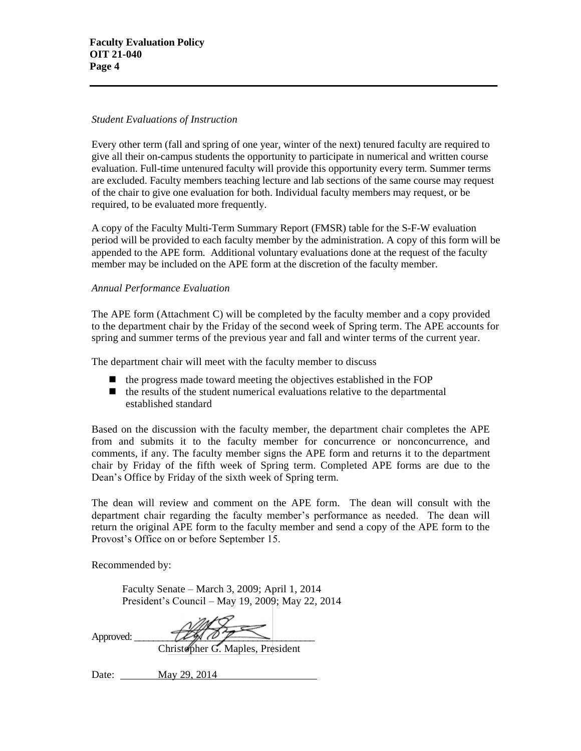*Student Evaluations of Instruction*

Every other term (fall and spring of one year, winter of the next) tenured faculty are required to give all their on-campus students the opportunity to participate in numerical and written course evaluation. Full-time untenured faculty will provide this opportunity every term. Summer terms are excluded. Faculty members teaching lecture and lab sections of the same course may request of the chair to give one evaluation for both. Individual faculty members may request, or be required, to be evaluated more frequently.

A copy of the Faculty Multi-Term Summary Report (FMSR) table for the S-F-W evaluation period will be provided to each faculty member by the administration. A copy of this form will be appended to the APE form. Additional voluntary evaluations done at the request of the faculty member may be included on the APE form at the discretion of the faculty member.

*Annual Performance Evaluation*

The APE form (Attachment C) will be completed by the faculty member and a copy provided to the department chair by the Friday of the second week of Spring term. The APE accounts for spring and summer terms of the previous year and fall and winter terms of the current year.

The department chair will meet with the faculty member to discuss

- the progress made toward meeting the objectives established in the FOP
- the results of the student numerical evaluations relative to the departmental established standard

Based on the discussion with the faculty member, the department chair completes the APE from and submits it to the faculty member for concurrence or nonconcurrence, and comments, if any. The faculty member signs the APE form and returns it to the department chair by Friday of the fifth week of Spring term. Completed APE forms are due to the Dean's Office by Friday of the sixth week of Spring term.

The dean will review and comment on the APE form. The dean will consult with the department chair regarding the faculty member's performance as needed. The dean will return the original APE form to the faculty member and send a copy of the APE form to the Provost's Office on or before September 15.

Recommended by:

Faculty Senate – March 3, 2009; April 1, 2014
President's Council – May 19, 2009; May 22, 2014

Approved: ______________________________
Christopher G. Maples, President

Date: May 29, 2014